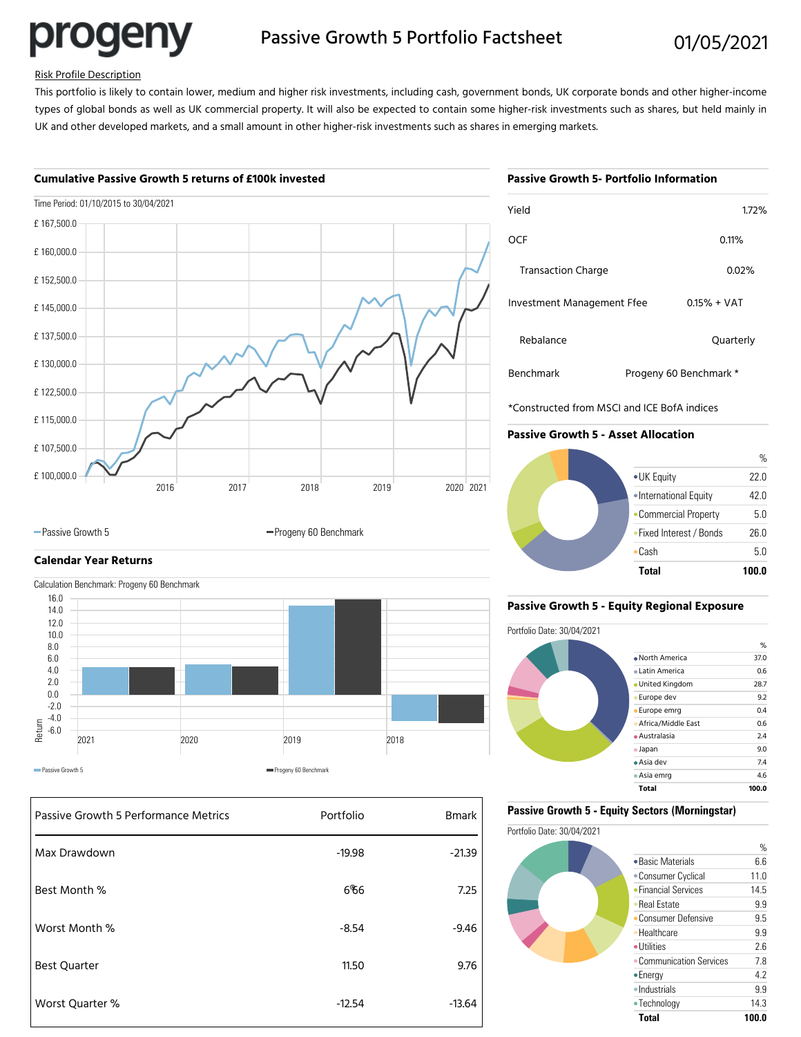# progeny

## Passive Growth 5 Portfolio Factsheet

01/05/2021

Risk Profile Description

This portfolio is likely to contain lower, medium and higher risk investments, including cash, government bonds, UK corporate bonds and other higher-income types of global bonds as well as UK commercial property. It will also be expected to contain some higher-risk investments such as shares, but held mainly in UK and other developed markets, and a small amount in other higher-risk investments such as shares in emerging markets.

### Cumulative Passive Growth 5 returns of £100k invested

Time Period: 01/10/2015 to 30/04/2021

— Passive Growth 5 — Progeny 60 Benchmark

### Calendar Year Returns

Calculation Benchmark: Progeny 60 Benchmark

— Passive Growth 5 — Progeny 60 Benchmark

| Passive Growth 5 Performance Metrics | Portfolio | Bmark |
|---|---|---|
| Max Drawdown | -19.98 | -21.39 |
| Best Month % | 6.66 | 7.25 |
| Worst Month % | -8.54 | -9.46 |
| Best Quarter | 11.50 | 9.76 |
| Worst Quarter % | -12.54 | -13.64 |

### Passive Growth 5- Portfolio Information

| | |
|---|---|
| Yield | 1.72% |
| OCF | 0.11% |
| Transaction Charge | 0.02% |
| Investment Management Ffee | 0.15% + VAT |
| Rebalance | Quarterly |
| Benchmark | Progeny 60 Benchmark * |

*Constructed from MSCI and ICE BofA indices

### Passive Growth 5 - Asset Allocation

| | % |
|---|---|
| UK Equity | 22.0 |
| International Equity | 42.0 |
| Commercial Property | 5.0 |
| Fixed Interest / Bonds | 26.0 |
| Cash | 5.0 |
| **Total** | **100.0** |

### Passive Growth 5 - Equity Regional Exposure

Portfolio Date: 30/04/2021

| | % |
|---|---|
| North America | 37.0 |
| Latin America | 0.6 |
| United Kingdom | 28.7 |
| Europe dev | 9.2 |
| Europe emrg | 0.4 |
| Africa/Middle East | 0.6 |
| Australasia | 2.4 |
| Japan | 9.0 |
| Asia dev | 7.4 |
| Asia emrg | 4.6 |
| **Total** | **100.0** |

### Passive Growth 5 - Equity Sectors (Morningstar)

Portfolio Date: 30/04/2021

| | % |
|---|---|
| Basic Materials | 6.6 |
| Consumer Cyclical | 11.0 |
| Financial Services | 14.5 |
| Real Estate | 9.9 |
| Consumer Defensive | 9.5 |
| Healthcare | 9.9 |
| Utilities | 2.6 |
| Communication Services | 7.8 |
| Energy | 4.2 |
| Industrials | 9.9 |
| Technology | 14.3 |
| **Total** | **100.0** |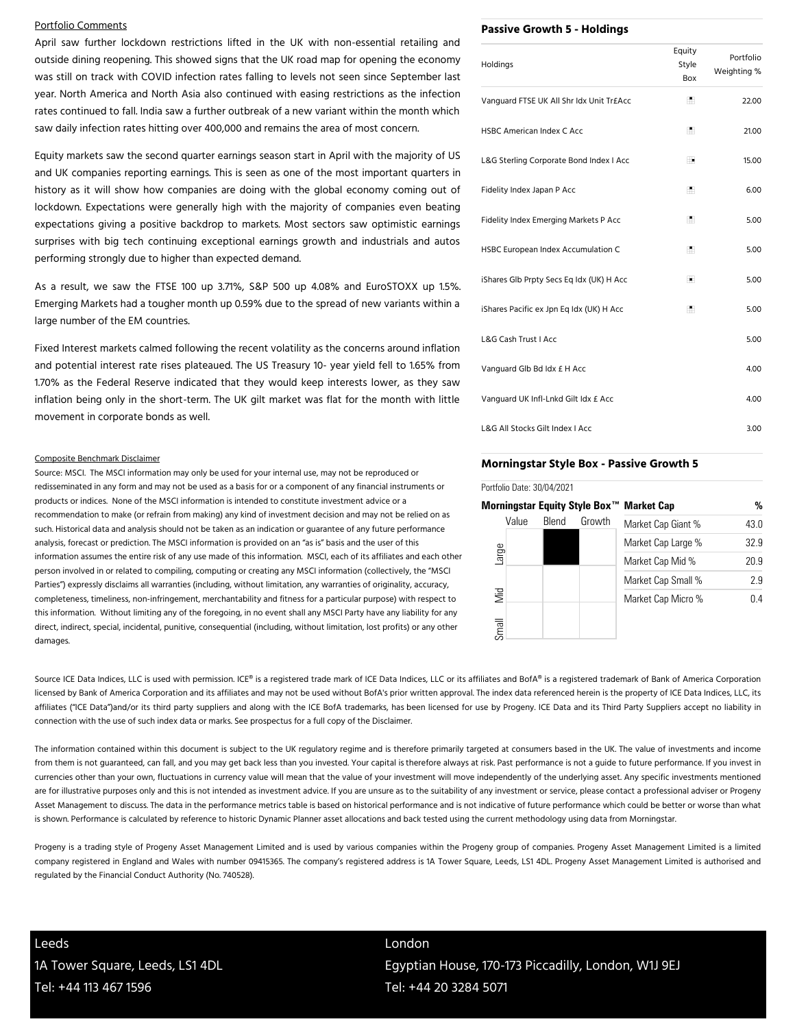Portfolio Comments

April saw further lockdown restrictions lifted in the UK with non-essential retailing and outside dining reopening. This showed signs that the UK road map for opening the economy was still on track with COVID infection rates falling to levels not seen since September last year. North America and North Asia also continued with easing restrictions as the infection rates continued to fall. India saw a further outbreak of a new variant within the month which saw daily infection rates hitting over 400,000 and remains the area of most concern.

Equity markets saw the second quarter earnings season start in April with the majority of US and UK companies reporting earnings. This is seen as one of the most important quarters in history as it will show how companies are doing with the global economy coming out of lockdown. Expectations were generally high with the majority of companies even beating expectations giving a positive backdrop to markets. Most sectors saw optimistic earnings surprises with big tech continuing exceptional earnings growth and industrials and autos performing strongly due to higher than expected demand.

As a result, we saw the FTSE 100 up 3.71%, S&P 500 up 4.08% and EuroSTOXX up 1.5%. Emerging Markets had a tougher month up 0.59% due to the spread of new variants within a large number of the EM countries.

Fixed Interest markets calmed following the recent volatility as the concerns around inflation and potential interest rate rises plateaued. The US Treasury 10- year yield fell to 1.65% from 1.70% as the Federal Reserve indicated that they would keep interests lower, as they saw inflation being only in the short-term. The UK gilt market was flat for the month with little movement in corporate bonds as well.

## Passive Growth 5 - Holdings

| Holdings | Equity Style Box | Portfolio Weighting % |
|---|---|---|
| Vanguard FTSE UK All Shr Idx Unit Tr£Acc | | 22.00 |
| HSBC American Index C Acc | | 21.00 |
| L&G Sterling Corporate Bond Index I Acc | | 15.00 |
| Fidelity Index Japan P Acc | | 6.00 |
| Fidelity Index Emerging Markets P Acc | | 5.00 |
| HSBC European Index Accumulation C | | 5.00 |
| iShares Glb Prpty Secs Eq Idx (UK) H Acc | | 5.00 |
| iShares Pacific ex Jpn Eq Idx (UK) H Acc | | 5.00 |
| L&G Cash Trust I Acc | | 5.00 |
| Vanguard Glb Bd Idx £ H Acc | | 4.00 |
| Vanguard UK Infl-Lnkd Gilt Idx £ Acc | | 4.00 |
| L&G All Stocks Gilt Index I Acc | | 3.00 |

## Morningstar Style Box - Passive Growth 5

Portfolio Date: 30/04/2021

Morningstar Equity Style Box™

Value Blend Growth

Large

Mid

Small

| Market Cap | % |
|---|---|
| Market Cap Giant % | 43.0 |
| Market Cap Large % | 32.9 |
| Market Cap Mid % | 20.9 |
| Market Cap Small % | 2.9 |
| Market Cap Micro % | 0.4 |

Composite Benchmark Disclaimer

Source: MSCI. The MSCI information may only be used for your internal use, may not be reproduced or redisseminated in any form and may not be used as a basis for or a component of any financial instruments or products or indices. None of the MSCI information is intended to constitute investment advice or a recommendation to make (or refrain from making) any kind of investment decision and may not be relied on as such. Historical data and analysis should not be taken as an indication or guarantee of any future performance analysis, forecast or prediction. The MSCI information is provided on an "as is" basis and the user of this information assumes the entire risk of any use made of this information. MSCI, each of its affiliates and each other person involved in or related to compiling, computing or creating any MSCI information (collectively, the "MSCI Parties") expressly disclaims all warranties (including, without limitation, any warranties of originality, accuracy, completeness, timeliness, non-infringement, merchantability and fitness for a particular purpose) with respect to this information. Without limiting any of the foregoing, in no event shall any MSCI Party have any liability for any direct, indirect, special, incidental, punitive, consequential (including, without limitation, lost profits) or any other damages.

Source ICE Data Indices, LLC is used with permission. ICE® is a registered trade mark of ICE Data Indices, LLC or its affiliates and BofA® is a registered trademark of Bank of America Corporation licensed by Bank of America Corporation and its affiliates and may not be used without BofA's prior written approval. The index data referenced herein is the property of ICE Data Indices, LLC, its affiliates ("ICE Data")and/or its third party suppliers and along with the ICE BofA trademarks, has been licensed for use by Progeny. ICE Data and its Third Party Suppliers accept no liability in connection with the use of such index data or marks. See prospectus for a full copy of the Disclaimer.

The information contained within this document is subject to the UK regulatory regime and is therefore primarily targeted at consumers based in the UK. The value of investments and income from them is not guaranteed, can fall, and you may get back less than you invested. Your capital is therefore always at risk. Past performance is not a guide to future performance. If you invest in currencies other than your own, fluctuations in currency value will mean that the value of your investment will move independently of the underlying asset. Any specific investments mentioned are for illustrative purposes only and this is not intended as investment advice. If you are unsure as to the suitability of any investment or service, please contact a professional adviser or Progeny Asset Management to discuss. The data in the performance metrics table is based on historical performance and is not indicative of future performance which could be better or worse than what is shown. Performance is calculated by reference to historic Dynamic Planner asset allocations and back tested using the current methodology using data from Morningstar.

Progeny is a trading style of Progeny Asset Management Limited and is used by various companies within the Progeny group of companies. Progeny Asset Management Limited is a limited company registered in England and Wales with number 09415365. The company's registered address is 1A Tower Square, Leeds, LS1 4DL. Progeny Asset Management Limited is authorised and regulated by the Financial Conduct Authority (No. 740528).

Leeds
1A Tower Square, Leeds, LS1 4DL
Tel: +44 113 467 1596

London
Egyptian House, 170-173 Piccadilly, London, W1J 9EJ
Tel: +44 20 3284 5071